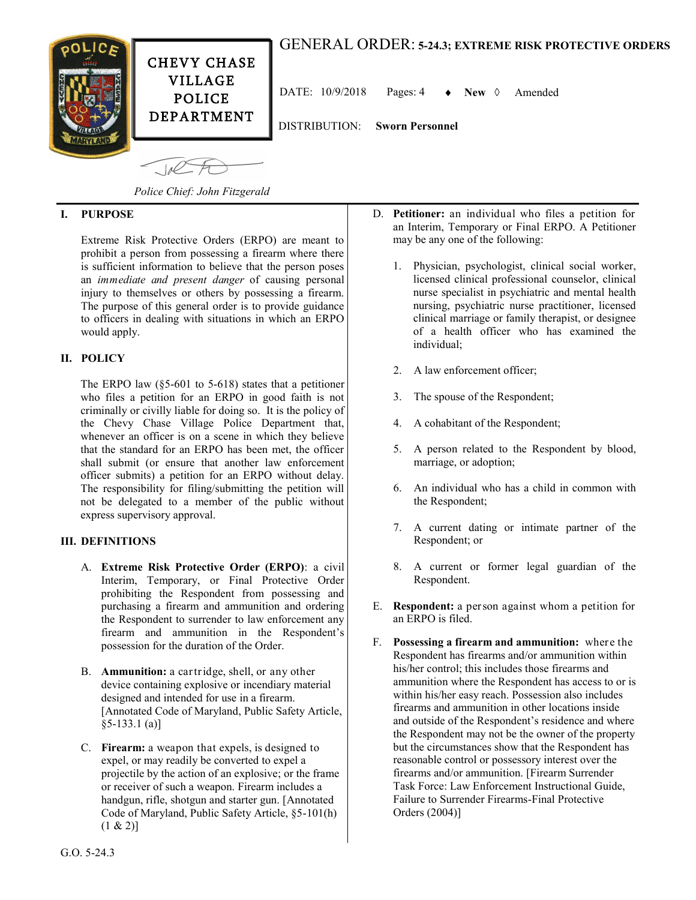CHEVY CHASE VILLAGE POLICE DEPARTMENT

# GENERAL ORDER: 5-24.3; EXTREME RISK PROTECTIVE ORDERS

DATE: 10/9/2018 Pages: 4 ♦ **New** ◊ Amended

DISTRIBUTION: **Sworn Personnel**

*Police Chief: John Fitzgerald*

## I. PURPOSE

Extreme Risk Protective Orders (ERPO) are meant to prohibit a person from possessing a firearm where there is sufficient information to believe that the person poses an *immediate and present danger* of causing personal injury to themselves or others by possessing a firearm. The purpose of this general order is to provide guidance to officers in dealing with situations in which an ERPO would apply.

## II. POLICY

The ERPO law (§5-601 to 5-618) states that a petitioner who files a petition for an ERPO in good faith is not criminally or civilly liable for doing so. It is the policy of the Chevy Chase Village Police Department that, whenever an officer is on a scene in which they believe that the standard for an ERPO has been met, the officer shall submit (or ensure that another law enforcement officer submits) a petition for an ERPO without delay. The responsibility for filing/submitting the petition will not be delegated to a member of the public without express supervisory approval.

## III. DEFINITIONS

A. **Extreme Risk Protective Order (ERPO)**: a civil Interim, Temporary, or Final Protective Order prohibiting the Respondent from possessing and purchasing a firearm and ammunition and ordering the Respondent to surrender to law enforcement any firearm and ammunition in the Respondent's possession for the duration of the Order.

B. **Ammunition:** a cartridge, shell, or any other device containing explosive or incendiary material designed and intended for use in a firearm. [Annotated Code of Maryland, Public Safety Article, §5-133.1 (a)]

C. **Firearm:** a weapon that expels, is designed to expel, or may readily be converted to expel a projectile by the action of an explosive; or the frame or receiver of such a weapon. Firearm includes a handgun, rifle, shotgun and starter gun. [Annotated Code of Maryland, Public Safety Article, §5-101(h) (1 & 2)]

D. **Petitioner:** an individual who files a petition for an Interim, Temporary or Final ERPO. A Petitioner may be any one of the following:

1. Physician, psychologist, clinical social worker, licensed clinical professional counselor, clinical nurse specialist in psychiatric and mental health nursing, psychiatric nurse practitioner, licensed clinical marriage or family therapist, or designee of a health officer who has examined the individual;
2. A law enforcement officer;
3. The spouse of the Respondent;
4. A cohabitant of the Respondent;
5. A person related to the Respondent by blood, marriage, or adoption;
6. An individual who has a child in common with the Respondent;
7. A current dating or intimate partner of the Respondent; or
8. A current or former legal guardian of the Respondent.

E. **Respondent:** a person against whom a petition for an ERPO is filed.

F. **Possessing a firearm and ammunition:** where the Respondent has firearms and/or ammunition within his/her control; this includes those firearms and ammunition where the Respondent has access to or is within his/her easy reach. Possession also includes firearms and ammunition in other locations inside and outside of the Respondent's residence and where the Respondent may not be the owner of the property but the circumstances show that the Respondent has reasonable control or possessory interest over the firearms and/or ammunition. [Firearm Surrender Task Force: Law Enforcement Instructional Guide, Failure to Surrender Firearms-Final Protective Orders (2004)]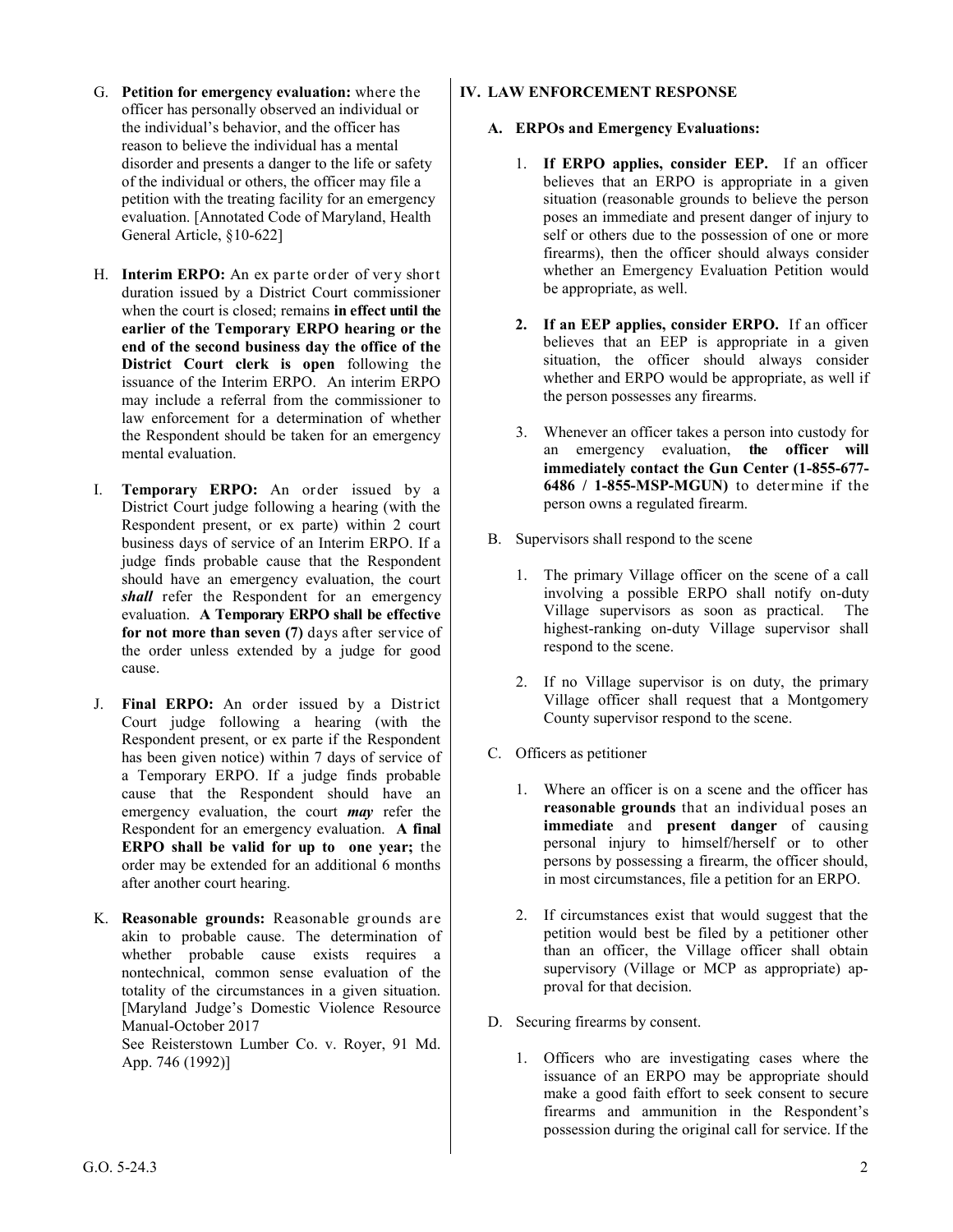G. **Petition for emergency evaluation:** where the officer has personally observed an individual or the individual's behavior, and the officer has reason to believe the individual has a mental disorder and presents a danger to the life or safety of the individual or others, the officer may file a petition with the treating facility for an emergency evaluation. [Annotated Code of Maryland, Health General Article, §10-622]

H. **Interim ERPO:** An ex parte order of very short duration issued by a District Court commissioner when the court is closed; remains **in effect until the earlier of the Temporary ERPO hearing or the end of the second business day the office of the District Court clerk is open** following the issuance of the Interim ERPO. An interim ERPO may include a referral from the commissioner to law enforcement for a determination of whether the Respondent should be taken for an emergency mental evaluation.

I. **Temporary ERPO:** An order issued by a District Court judge following a hearing (with the Respondent present, or ex parte) within 2 court business days of service of an Interim ERPO. If a judge finds probable cause that the Respondent should have an emergency evaluation, the court ***shall*** refer the Respondent for an emergency evaluation. **A Temporary ERPO shall be effective for not more than seven (7)** days after service of the order unless extended by a judge for good cause.

J. **Final ERPO:** An order issued by a District Court judge following a hearing (with the Respondent present, or ex parte if the Respondent has been given notice) within 7 days of service of a Temporary ERPO. If a judge finds probable cause that the Respondent should have an emergency evaluation, the court ***may*** refer the Respondent for an emergency evaluation. **A final ERPO shall be valid for up to one year;** the order may be extended for an additional 6 months after another court hearing.

K. **Reasonable grounds:** Reasonable grounds are akin to probable cause. The determination of whether probable cause exists requires a nontechnical, common sense evaluation of the totality of the circumstances in a given situation. [Maryland Judge's Domestic Violence Resource Manual-October 2017
See Reisterstown Lumber Co. v. Royer, 91 Md. App. 746 (1992)]

## IV. LAW ENFORCEMENT RESPONSE

### A. ERPOs and Emergency Evaluations:

1. **If ERPO applies, consider EEP.** If an officer believes that an ERPO is appropriate in a given situation (reasonable grounds to believe the person poses an immediate and present danger of injury to self or others due to the possession of one or more firearms), then the officer should always consider whether an Emergency Evaluation Petition would be appropriate, as well.

2. **If an EEP applies, consider ERPO.** If an officer believes that an EEP is appropriate in a given situation, the officer should always consider whether and ERPO would be appropriate, as well if the person possesses any firearms.

3. Whenever an officer takes a person into custody for an emergency evaluation, **the officer will immediately contact the Gun Center (1-855-677-6486 / 1-855-MSP-MGUN)** to determine if the person owns a regulated firearm.

B. Supervisors shall respond to the scene

1. The primary Village officer on the scene of a call involving a possible ERPO shall notify on-duty Village supervisors as soon as practical. The highest-ranking on-duty Village supervisor shall respond to the scene.

2. If no Village supervisor is on duty, the primary Village officer shall request that a Montgomery County supervisor respond to the scene.

C. Officers as petitioner

1. Where an officer is on a scene and the officer has **reasonable grounds** that an individual poses an **immediate** and **present danger** of causing personal injury to himself/herself or to other persons by possessing a firearm, the officer should, in most circumstances, file a petition for an ERPO.

2. If circumstances exist that would suggest that the petition would best be filed by a petitioner other than an officer, the Village officer shall obtain supervisory (Village or MCP as appropriate) approval for that decision.

D. Securing firearms by consent.

1. Officers who are investigating cases where the issuance of an ERPO may be appropriate should make a good faith effort to seek consent to secure firearms and ammunition in the Respondent's possession during the original call for service. If the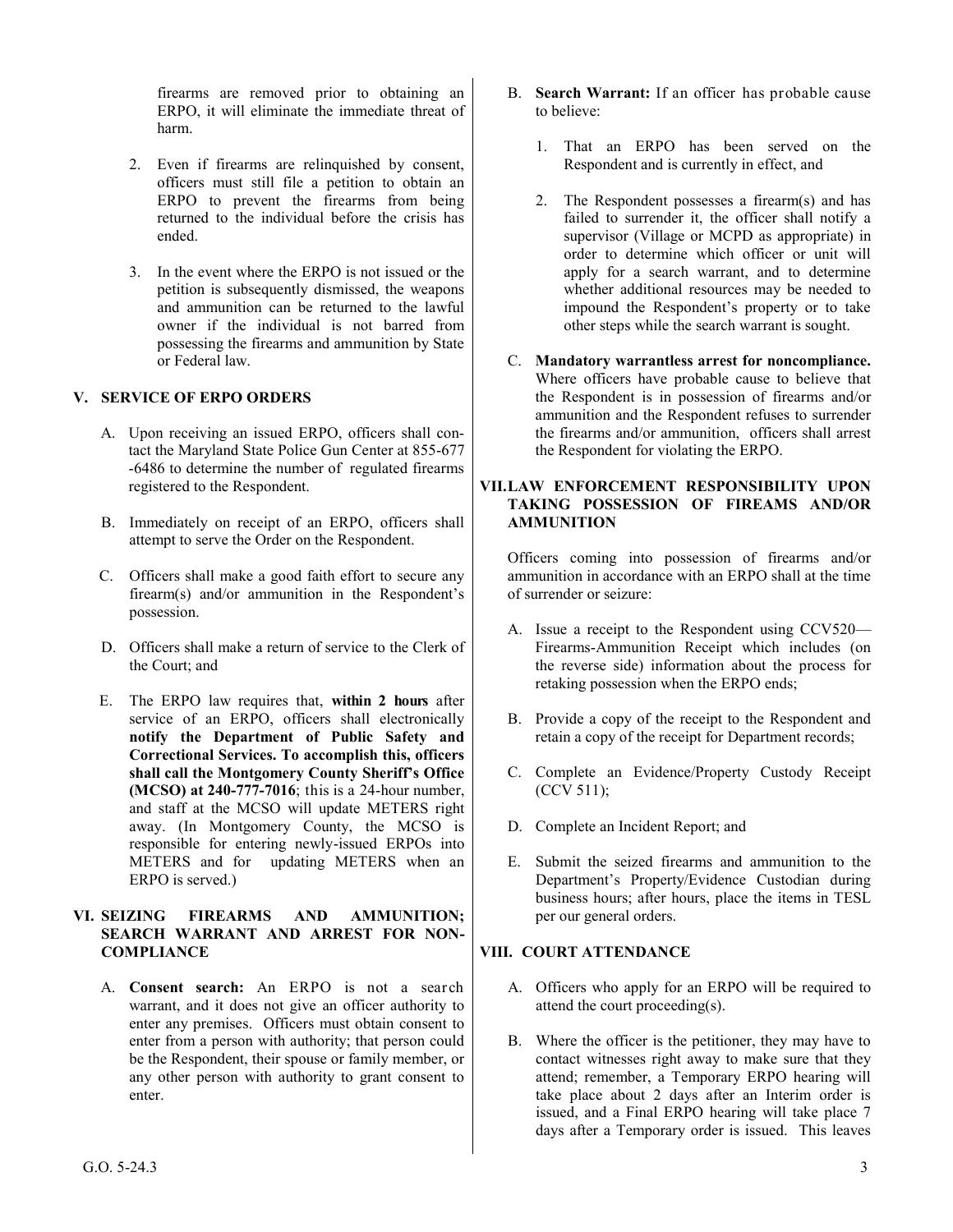firearms are removed prior to obtaining an ERPO, it will eliminate the immediate threat of harm.

2. Even if firearms are relinquished by consent, officers must still file a petition to obtain an ERPO to prevent the firearms from being returned to the individual before the crisis has ended.

3. In the event where the ERPO is not issued or the petition is subsequently dismissed, the weapons and ammunition can be returned to the lawful owner if the individual is not barred from possessing the firearms and ammunition by State or Federal law.

## V. SERVICE OF ERPO ORDERS

A. Upon receiving an issued ERPO, officers shall contact the Maryland State Police Gun Center at 855-677-6486 to determine the number of regulated firearms registered to the Respondent.

B. Immediately on receipt of an ERPO, officers shall attempt to serve the Order on the Respondent.

C. Officers shall make a good faith effort to secure any firearm(s) and/or ammunition in the Respondent's possession.

D. Officers shall make a return of service to the Clerk of the Court; and

E. The ERPO law requires that, **within 2 hours** after service of an ERPO, officers shall electronically **notify the Department of Public Safety and Correctional Services. To accomplish this, officers shall call the Montgomery County Sheriff's Office (MCSO) at 240-777-7016**; this is a 24-hour number, and staff at the MCSO will update METERS right away. (In Montgomery County, the MCSO is responsible for entering newly-issued ERPOs into METERS and for updating METERS when an ERPO is served.)

## VI. SEIZING FIREARMS AND AMMUNITION; SEARCH WARRANT AND ARREST FOR NON-COMPLIANCE

A. **Consent search:** An ERPO is not a search warrant, and it does not give an officer authority to enter any premises. Officers must obtain consent to enter from a person with authority; that person could be the Respondent, their spouse or family member, or any other person with authority to grant consent to enter.

B. **Search Warrant:** If an officer has probable cause to believe:

1. That an ERPO has been served on the Respondent and is currently in effect, and

2. The Respondent possesses a firearm(s) and has failed to surrender it, the officer shall notify a supervisor (Village or MCPD as appropriate) in order to determine which officer or unit will apply for a search warrant, and to determine whether additional resources may be needed to impound the Respondent's property or to take other steps while the search warrant is sought.

C. **Mandatory warrantless arrest for noncompliance.** Where officers have probable cause to believe that the Respondent is in possession of firearms and/or ammunition and the Respondent refuses to surrender the firearms and/or ammunition, officers shall arrest the Respondent for violating the ERPO.

## VII. LAW ENFORCEMENT RESPONSIBILITY UPON TAKING POSSESSION OF FIREAMS AND/OR AMMUNITION

Officers coming into possession of firearms and/or ammunition in accordance with an ERPO shall at the time of surrender or seizure:

A. Issue a receipt to the Respondent using CCV520—Firearms-Ammunition Receipt which includes (on the reverse side) information about the process for retaking possession when the ERPO ends;

B. Provide a copy of the receipt to the Respondent and retain a copy of the receipt for Department records;

C. Complete an Evidence/Property Custody Receipt (CCV 511);

D. Complete an Incident Report; and

E. Submit the seized firearms and ammunition to the Department's Property/Evidence Custodian during business hours; after hours, place the items in TESL per our general orders.

## VIII. COURT ATTENDANCE

A. Officers who apply for an ERPO will be required to attend the court proceeding(s).

B. Where the officer is the petitioner, they may have to contact witnesses right away to make sure that they attend; remember, a Temporary ERPO hearing will take place about 2 days after an Interim order is issued, and a Final ERPO hearing will take place 7 days after a Temporary order is issued. This leaves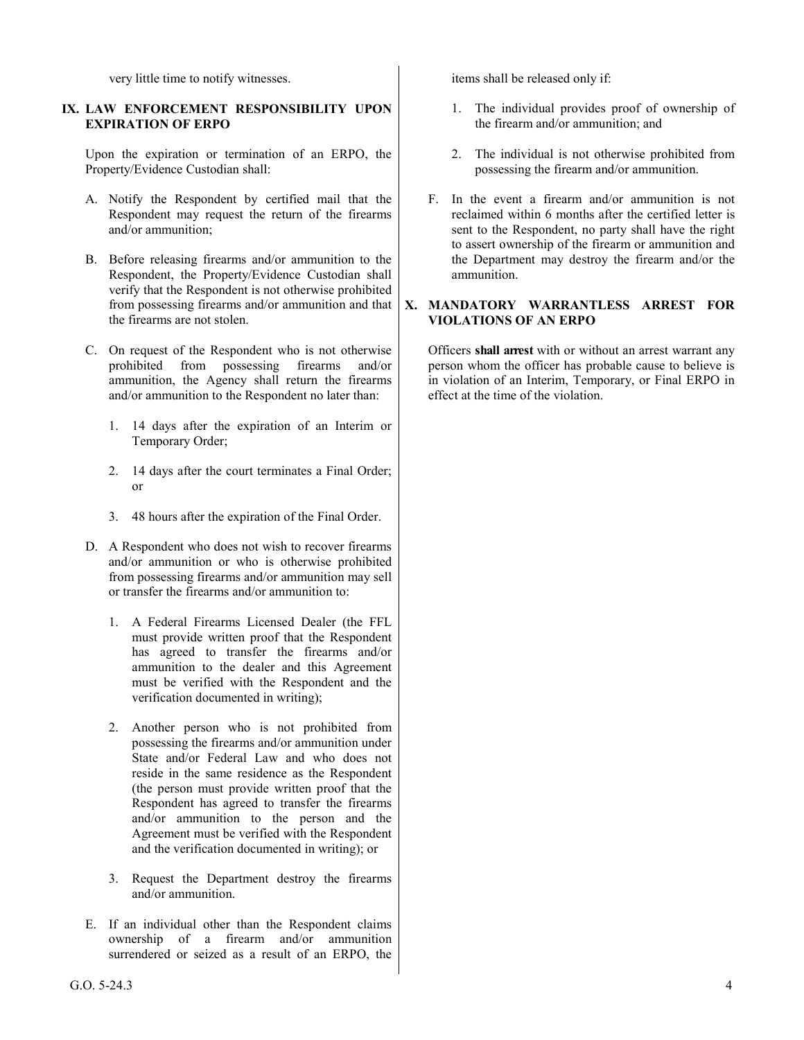very little time to notify witnesses.

## IX. LAW ENFORCEMENT RESPONSIBILITY UPON EXPIRATION OF ERPO

Upon the expiration or termination of an ERPO, the Property/Evidence Custodian shall:

A. Notify the Respondent by certified mail that the Respondent may request the return of the firearms and/or ammunition;

B. Before releasing firearms and/or ammunition to the Respondent, the Property/Evidence Custodian shall verify that the Respondent is not otherwise prohibited from possessing firearms and/or ammunition and that the firearms are not stolen.

C. On request of the Respondent who is not otherwise prohibited from possessing firearms and/or ammunition, the Agency shall return the firearms and/or ammunition to the Respondent no later than:

   1. 14 days after the expiration of an Interim or Temporary Order;

   2. 14 days after the court terminates a Final Order; or

   3. 48 hours after the expiration of the Final Order.

D. A Respondent who does not wish to recover firearms and/or ammunition or who is otherwise prohibited from possessing firearms and/or ammunition may sell or transfer the firearms and/or ammunition to:

   1. A Federal Firearms Licensed Dealer (the FFL must provide written proof that the Respondent has agreed to transfer the firearms and/or ammunition to the dealer and this Agreement must be verified with the Respondent and the verification documented in writing);

   2. Another person who is not prohibited from possessing the firearms and/or ammunition under State and/or Federal Law and who does not reside in the same residence as the Respondent (the person must provide written proof that the Respondent has agreed to transfer the firearms and/or ammunition to the person and the Agreement must be verified with the Respondent and the verification documented in writing); or

   3. Request the Department destroy the firearms and/or ammunition.

E. If an individual other than the Respondent claims ownership of a firearm and/or ammunition surrendered or seized as a result of an ERPO, the items shall be released only if:

   1. The individual provides proof of ownership of the firearm and/or ammunition; and

   2. The individual is not otherwise prohibited from possessing the firearm and/or ammunition.

F. In the event a firearm and/or ammunition is not reclaimed within 6 months after the certified letter is sent to the Respondent, no party shall have the right to assert ownership of the firearm or ammunition and the Department may destroy the firearm and/or the ammunition.

## X. MANDATORY WARRANTLESS ARREST FOR VIOLATIONS OF AN ERPO

Officers **shall arrest** with or without an arrest warrant any person whom the officer has probable cause to believe is in violation of an Interim, Temporary, or Final ERPO in effect at the time of the violation.